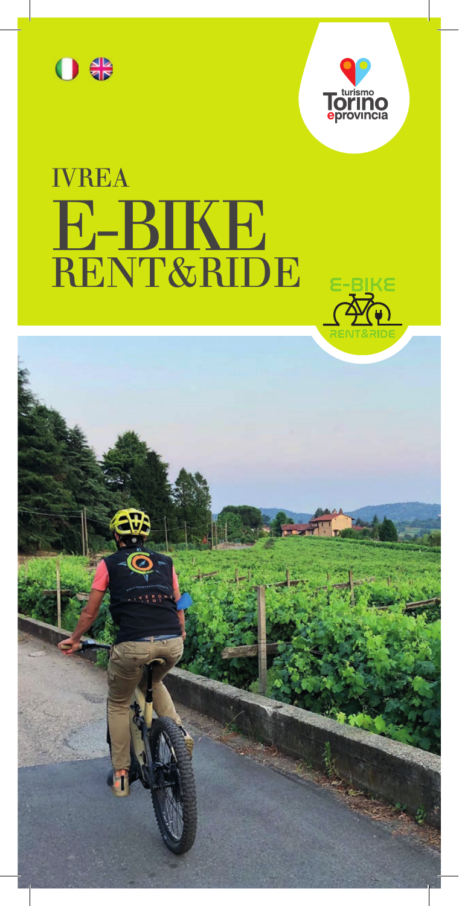turismo Torino e provincia

# IVREA E-BIKE RENT&RIDE

E-BIKE RENT&RIDE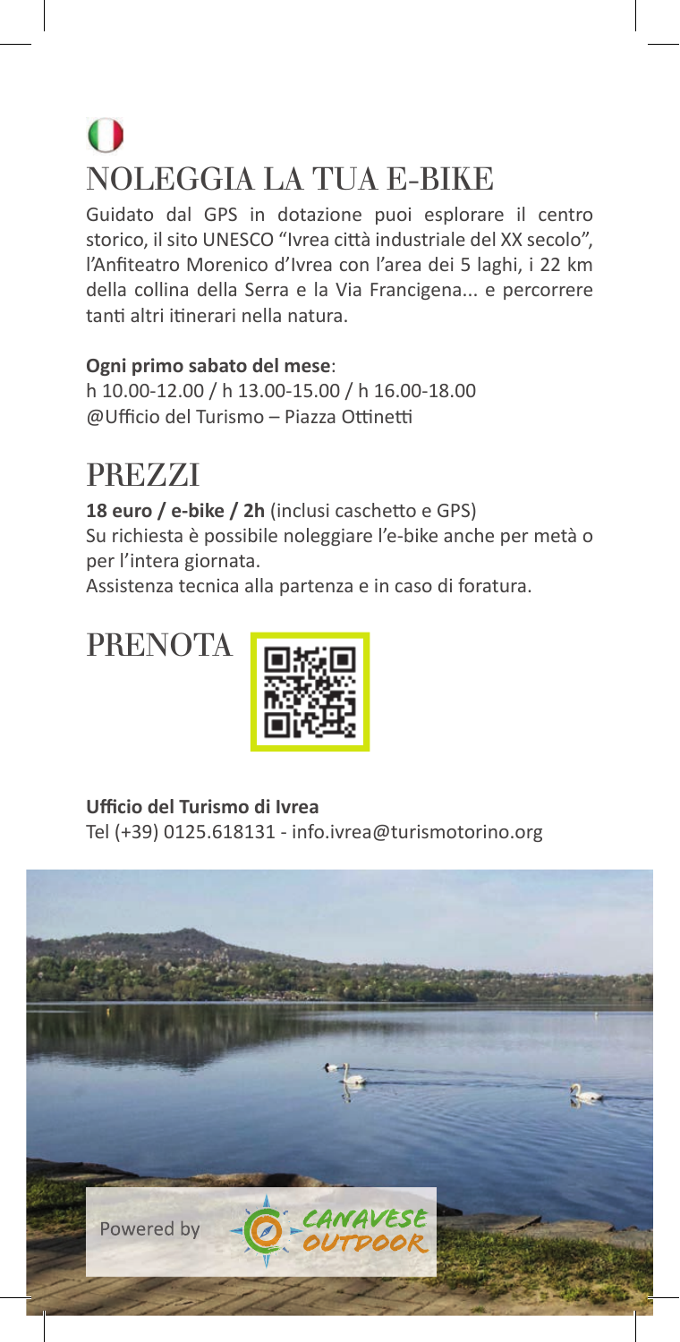# NOLEGGIA LA TUA E-BIKE

Guidato dal GPS in dotazione puoi esplorare il centro storico, il sito UNESCO "Ivrea città industriale del XX secolo", l'Anfiteatro Morenico d'Ivrea con l'area dei 5 laghi, i 22 km della collina della Serra e la Via Francigena... e percorrere tanti altri itinerari nella natura.

**Ogni primo sabato del mese**:
h 10.00-12.00 / h 13.00-15.00 / h 16.00-18.00
@Ufficio del Turismo – Piazza Ottinetti

# PREZZI

**18 euro / e-bike / 2h** (inclusi caschetto e GPS)
Su richiesta è possibile noleggiare l'e-bike anche per metà o per l'intera giornata.
Assistenza tecnica alla partenza e in caso di foratura.

# PRENOTA

**Ufficio del Turismo di Ivrea**
Tel (+39) 0125.618131 - info.ivrea@turismotorino.org

Powered by CANAVESE OUTDOOR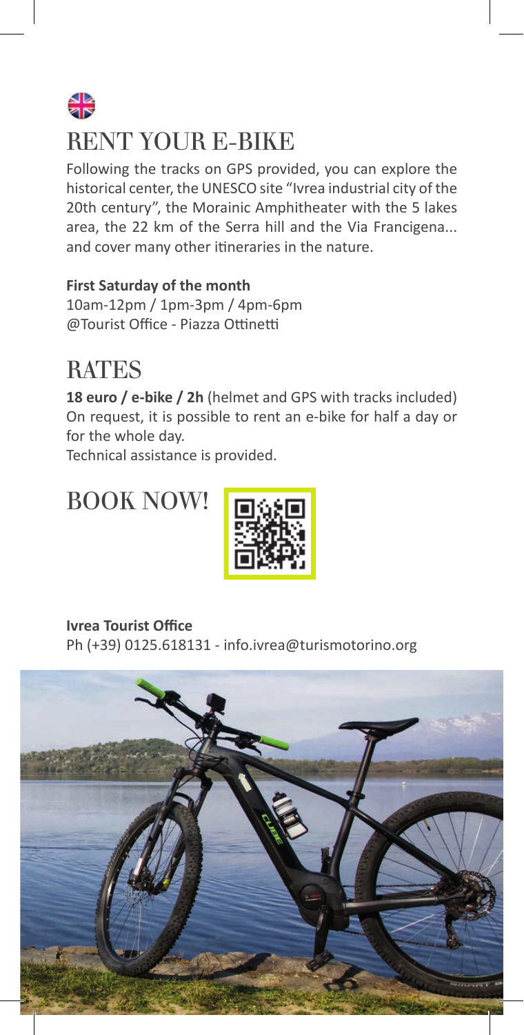# RENT YOUR E-BIKE

Following the tracks on GPS provided, you can explore the historical center, the UNESCO site "Ivrea industrial city of the 20th century", the Morainic Amphitheater with the 5 lakes area, the 22 km of the Serra hill and the Via Francigena... and cover many other itineraries in the nature.

**First Saturday of the month**
10am-12pm / 1pm-3pm / 4pm-6pm
@Tourist Office - Piazza Ottinetti

# RATES

**18 euro / e-bike / 2h** (helmet and GPS with tracks included)
On request, it is possible to rent an e-bike for half a day or for the whole day.
Technical assistance is provided.

# BOOK NOW!

**Ivrea Tourist Office**
Ph (+39) 0125.618131 - info.ivrea@turismotorino.org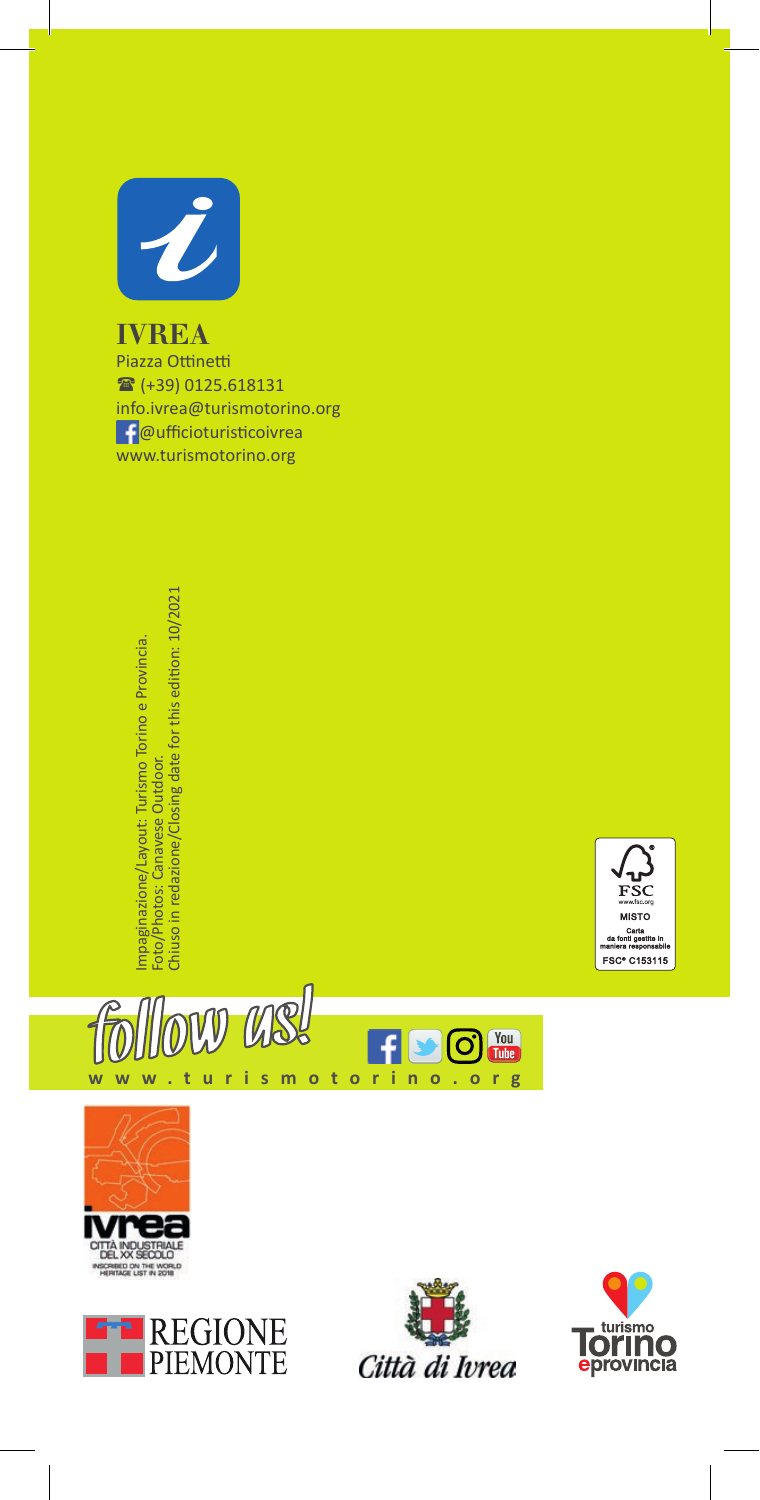## IVREA

Piazza Ottinetti
☎ (+39) 0125.618131
info.ivrea@turismotorino.org
@ufficioturisticoivrea
www.turismotorino.org

Impaginazione/Layout: Turismo Torino e Provincia.
Foto/Photos: Canavese Outdoor.
Chiuso in redazione/Closing date for this edition: 10/2021

FSC
www.fsc.org
MISTO
Carta da fonti gestite in maniera responsabile
FSC® C153115

follow us!

www.turismotorino.org

ivrea
CITTÀ INDUSTRIALE DEL XX SECOLO
INSCRIBED ON THE WORLD HERITAGE LIST IN 2018

REGIONE PIEMONTE

Città di Ivrea

turismo Torino e provincia